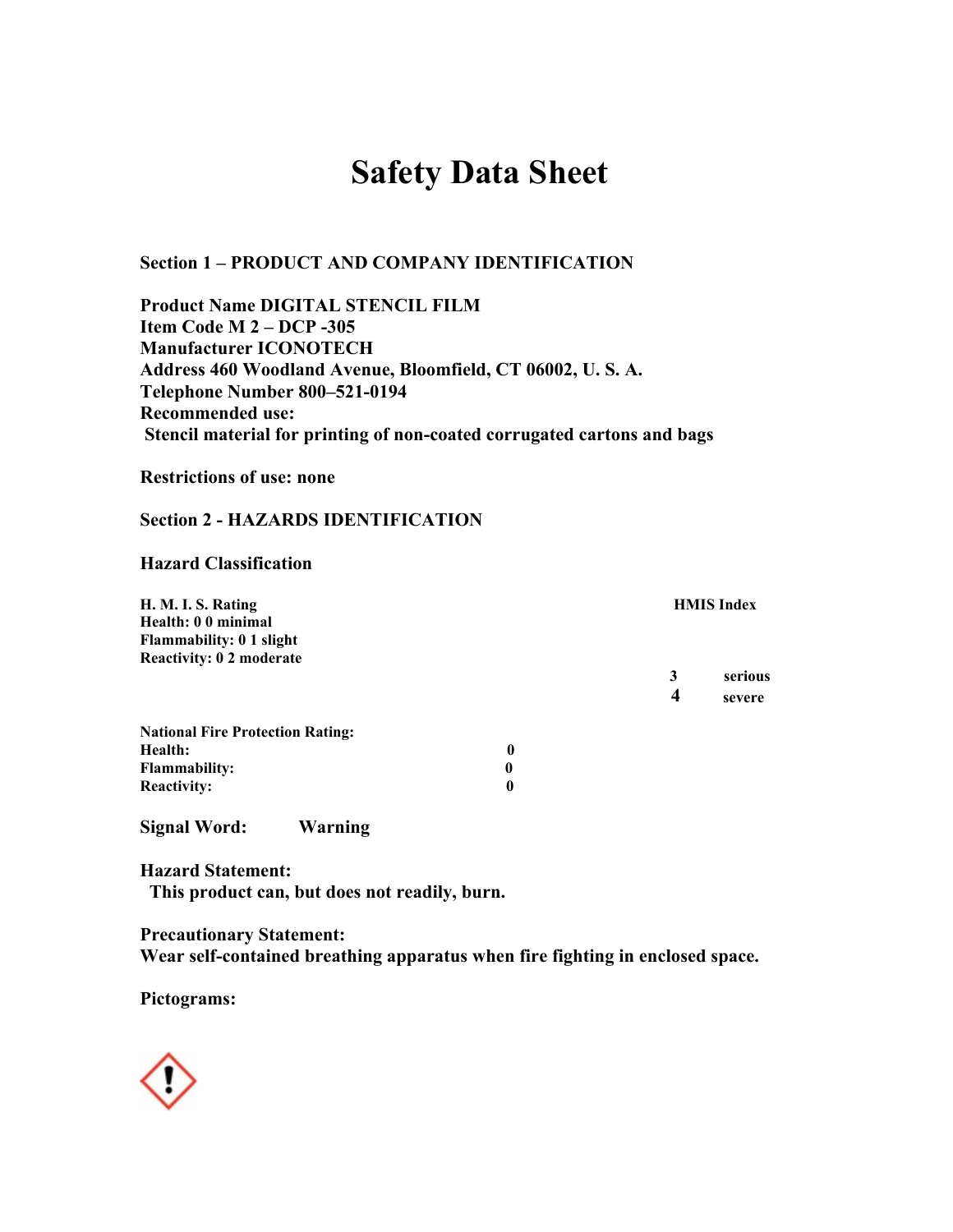# Safety Data Sheet

## Section 1 – PRODUCT AND COMPANY IDENTIFICATION

**Product Name DIGITAL STENCIL FILM**
**Item Code M 2 – DCP -305**
**Manufacturer ICONOTECH**
**Address 460 Woodland Avenue, Bloomfield, CT 06002, U. S. A.**
**Telephone Number 800–521-0194**
**Recommended use:**
**Stencil material for printing of non-coated corrugated cartons and bags**

**Restrictions of use: none**

## Section 2 - HAZARDS IDENTIFICATION

**Hazard Classification**

**H. M. I. S. Rating**
**Health: 0 0 minimal**
**Flammability: 0 1 slight**
**Reactivity: 0 2 moderate**

**HMIS Index**

**3 serious**
**4 severe**

**National Fire Protection Rating:**

| | |
|---|---|
| **Health:** | **0** |
| **Flammability:** | **0** |
| **Reactivity:** | **0** |

**Signal Word: Warning**

**Hazard Statement:**
**This product can, but does not readily, burn.**

**Precautionary Statement:**
**Wear self-contained breathing apparatus when fire fighting in enclosed space.**

**Pictograms:**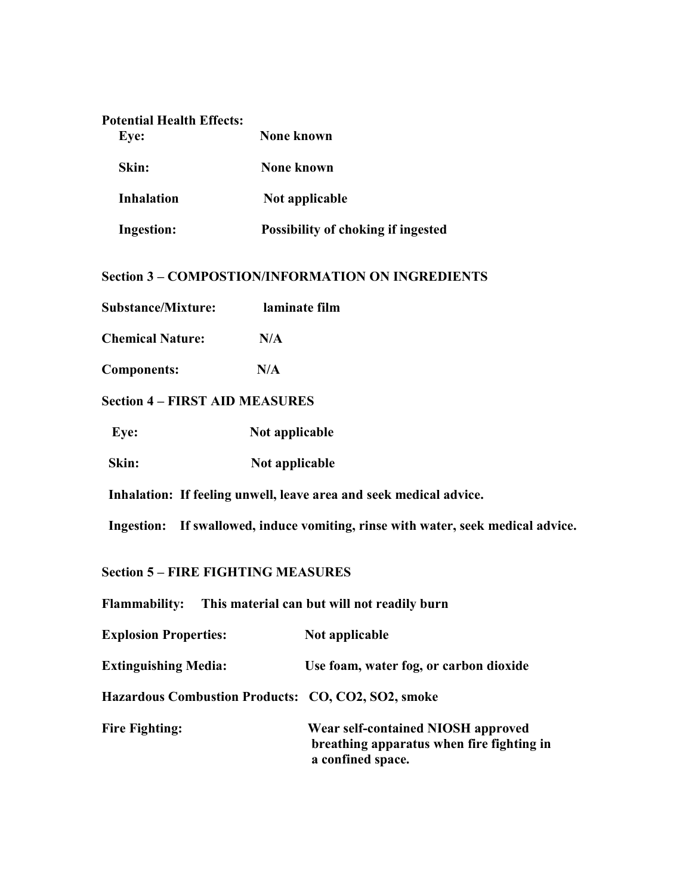**Potential Health Effects:**

| | |
|---|---|
| **Eye:** | **None known** |
| **Skin:** | **None known** |
| **Inhalation** | **Not applicable** |
| **Ingestion:** | **Possibility of choking if ingested** |

## Section 3 – COMPOSTION/INFORMATION ON INGREDIENTS

**Substance/Mixture:** **laminate film**

**Chemical Nature:** **N/A**

**Components:** **N/A**

## Section 4 – FIRST AID MEASURES

**Eye:** **Not applicable**

**Skin:** **Not applicable**

**Inhalation: If feeling unwell, leave area and seek medical advice.**

**Ingestion: If swallowed, induce vomiting, rinse with water, seek medical advice.**

## Section 5 – FIRE FIGHTING MEASURES

**Flammability: This material can but will not readily burn**

**Explosion Properties:** **Not applicable**

**Extinguishing Media:** **Use foam, water fog, or carbon dioxide**

**Hazardous Combustion Products: CO, $CO_2$, $SO_2$, smoke**

**Fire Fighting:** **Wear self-contained NIOSH approved breathing apparatus when fire fighting in a confined space.**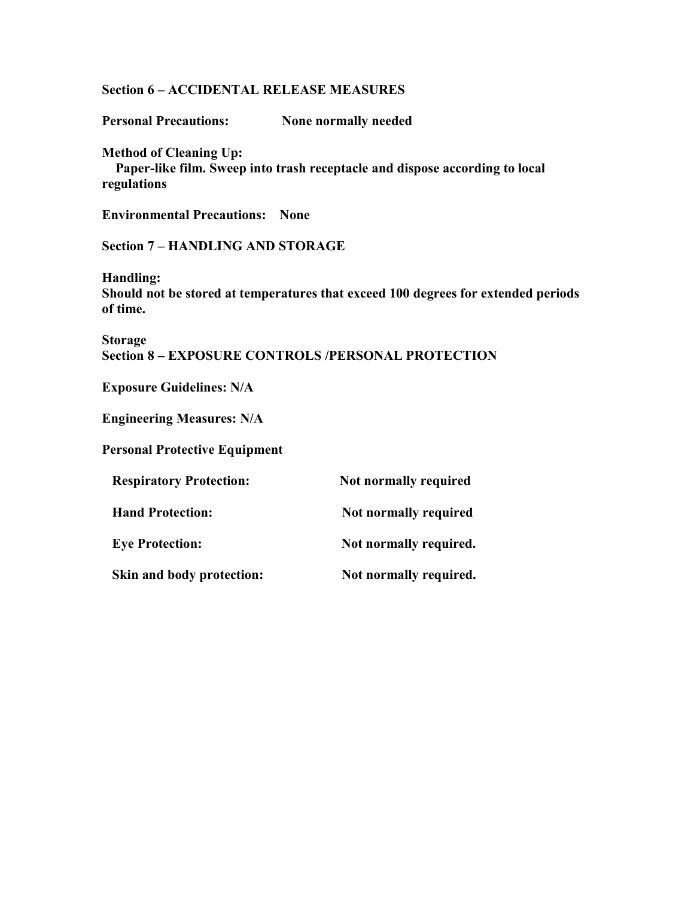## Section 6 – ACCIDENTAL RELEASE MEASURES

**Personal Precautions:** **None normally needed**

**Method of Cleaning Up:**
**Paper-like film. Sweep into trash receptacle and dispose according to local regulations**

**Environmental Precautions:** **None**

## Section 7 – HANDLING AND STORAGE

**Handling:**
**Should not be stored at temperatures that exceed 100 degrees for extended periods of time.**

**Storage**

## Section 8 – EXPOSURE CONTROLS /PERSONAL PROTECTION

**Exposure Guidelines: N/A**

**Engineering Measures: N/A**

**Personal Protective Equipment**

| | |
|---|---|
| **Respiratory Protection:** | **Not normally required** |
| **Hand Protection:** | **Not normally required** |
| **Eye Protection:** | **Not normally required.** |
| **Skin and body protection:** | **Not normally required.** |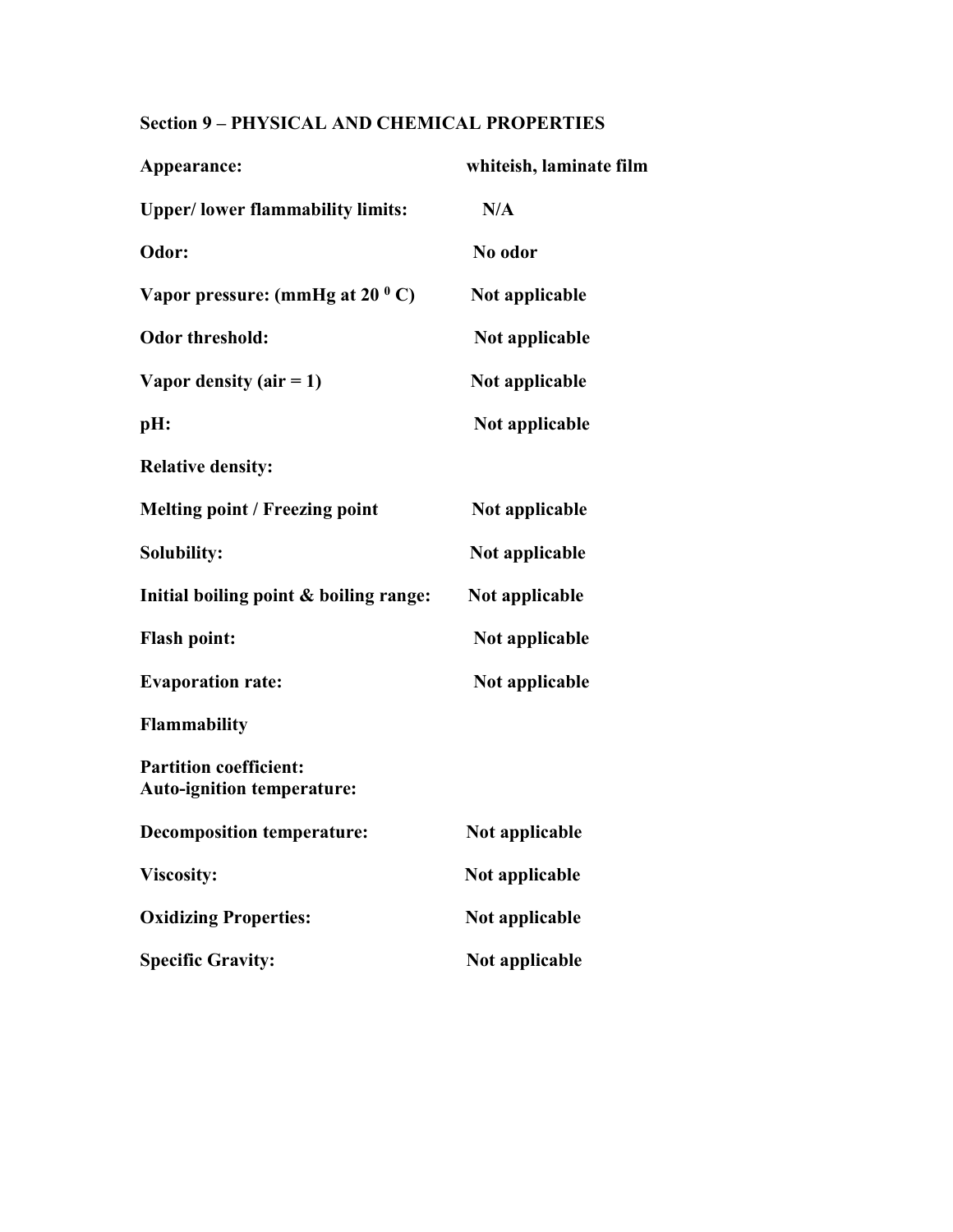## Section 9 – PHYSICAL AND CHEMICAL PROPERTIES

| | |
|---|---|
| **Appearance:** | **whiteish, laminate film** |
| **Upper/ lower flammability limits:** | **N/A** |
| **Odor:** | **No odor** |
| **Vapor pressure: (mmHg at 20 $^{0}$ C)** | **Not applicable** |
| **Odor threshold:** | **Not applicable** |
| **Vapor density (air = 1)** | **Not applicable** |
| **pH:** | **Not applicable** |
| **Relative density:** | |
| **Melting point / Freezing point** | **Not applicable** |
| **Solubility:** | **Not applicable** |
| **Initial boiling point & boiling range:** | **Not applicable** |
| **Flash point:** | **Not applicable** |
| **Evaporation rate:** | **Not applicable** |
| **Flammability** | |
| **Partition coefficient:** | |
| **Auto-ignition temperature:** | |
| **Decomposition temperature:** | **Not applicable** |
| **Viscosity:** | **Not applicable** |
| **Oxidizing Properties:** | **Not applicable** |
| **Specific Gravity:** | **Not applicable** |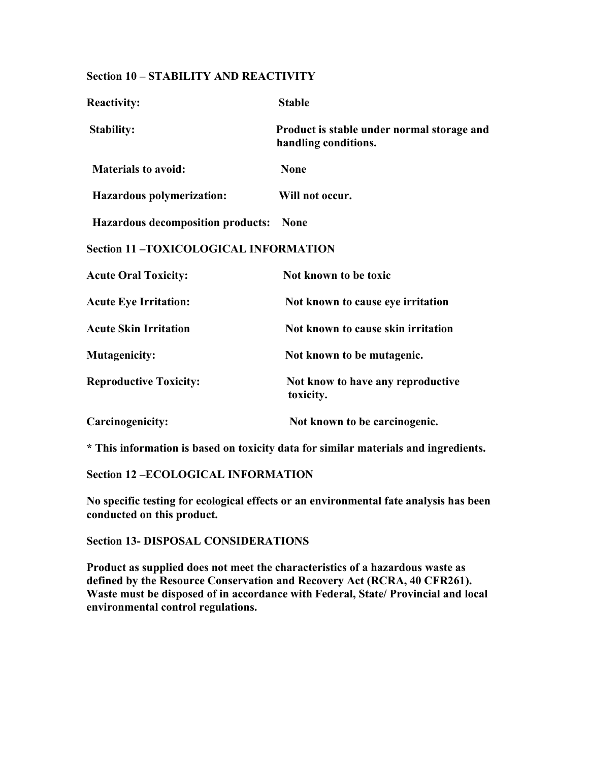## Section 10 – STABILITY AND REACTIVITY

| | |
|---|---|
| **Reactivity:** | **Stable** |
| **Stability:** | **Product is stable under normal storage and handling conditions.** |
| **Materials to avoid:** | **None** |
| **Hazardous polymerization:** | **Will not occur.** |
| **Hazardous decomposition products:** | **None** |

## Section 11 –TOXICOLOGICAL INFORMATION

| | |
|---|---|
| **Acute Oral Toxicity:** | **Not known to be toxic** |
| **Acute Eye Irritation:** | **Not known to cause eye irritation** |
| **Acute Skin Irritation** | **Not known to cause skin irritation** |
| **Mutagenicity:** | **Not known to be mutagenic.** |
| **Reproductive Toxicity:** | **Not know to have any reproductive toxicity.** |
| **Carcinogenicity:** | **Not known to be carcinogenic.** |

**\* This information is based on toxicity data for similar materials and ingredients.**

## Section 12 –ECOLOGICAL INFORMATION

**No specific testing for ecological effects or an environmental fate analysis has been conducted on this product.**

## Section 13- DISPOSAL CONSIDERATIONS

**Product as supplied does not meet the characteristics of a hazardous waste as defined by the Resource Conservation and Recovery Act (RCRA, 40 CFR261). Waste must be disposed of in accordance with Federal, State/ Provincial and local environmental control regulations.**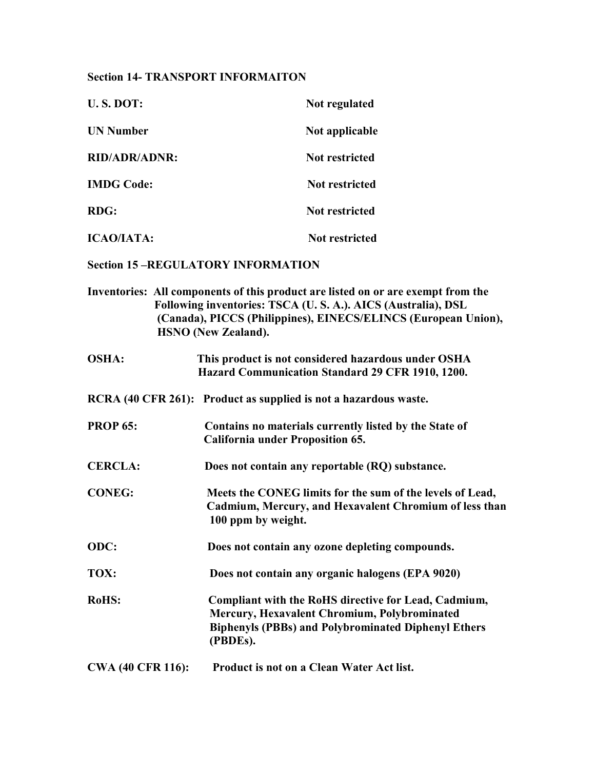## Section 14- TRANSPORT INFORMAITON

| | |
|---|---|
| **U. S. DOT:** | **Not regulated** |
| **UN Number** | **Not applicable** |
| **RID/ADR/ADNR:** | **Not restricted** |
| **IMDG Code:** | **Not restricted** |
| **RDG:** | **Not restricted** |
| **ICAO/IATA:** | **Not restricted** |

## Section 15 –REGULATORY INFORMATION

**Inventories:** **All components of this product are listed on or are exempt from the Following inventories: TSCA (U. S. A.). AICS (Australia), DSL (Canada), PICCS (Philippines), EINECS/ELINCS (European Union), HSNO (New Zealand).**

**OSHA:** **This product is not considered hazardous under OSHA Hazard Communication Standard 29 CFR 1910, 1200.**

**RCRA (40 CFR 261):** **Product as supplied is not a hazardous waste.**

**PROP 65:** **Contains no materials currently listed by the State of California under Proposition 65.**

**CERCLA:** **Does not contain any reportable (RQ) substance.**

**CONEG:** **Meets the CONEG limits for the sum of the levels of Lead, Cadmium, Mercury, and Hexavalent Chromium of less than 100 ppm by weight.**

**ODC:** **Does not contain any ozone depleting compounds.**

**TOX:** **Does not contain any organic halogens (EPA 9020)**

**RoHS:** **Compliant with the RoHS directive for Lead, Cadmium, Mercury, Hexavalent Chromium, Polybrominated Biphenyls (PBBs) and Polybrominated Diphenyl Ethers (PBDEs).**

**CWA (40 CFR 116):** **Product is not on a Clean Water Act list.**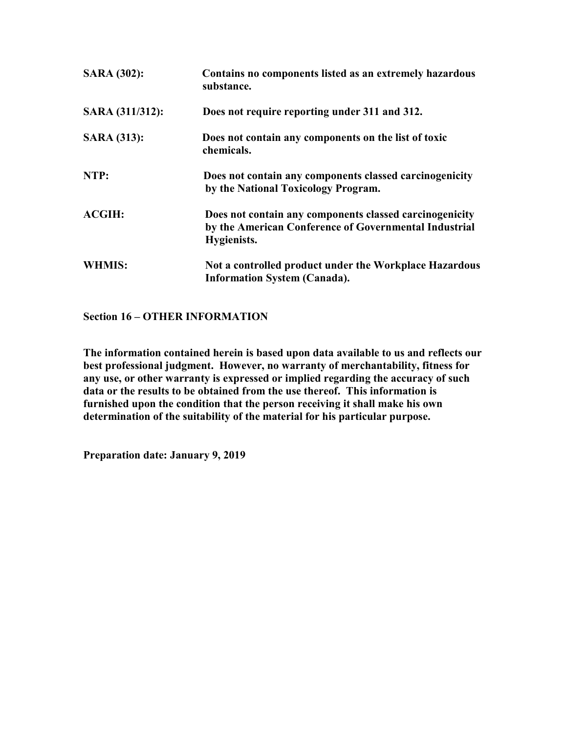**SARA (302):** **Contains no components listed as an extremely hazardous substance.**

**SARA (311/312):** **Does not require reporting under 311 and 312.**

**SARA (313):** **Does not contain any components on the list of toxic chemicals.**

**NTP:** **Does not contain any components classed carcinogenicity by the National Toxicology Program.**

**ACGIH:** **Does not contain any components classed carcinogenicity by the American Conference of Governmental Industrial Hygienists.**

**WHMIS:** **Not a controlled product under the Workplace Hazardous Information System (Canada).**

## Section 16 – OTHER INFORMATION

**The information contained herein is based upon data available to us and reflects our best professional judgment. However, no warranty of merchantability, fitness for any use, or other warranty is expressed or implied regarding the accuracy of such data or the results to be obtained from the use thereof. This information is furnished upon the condition that the person receiving it shall make his own determination of the suitability of the material for his particular purpose.**

**Preparation date: January 9, 2019**